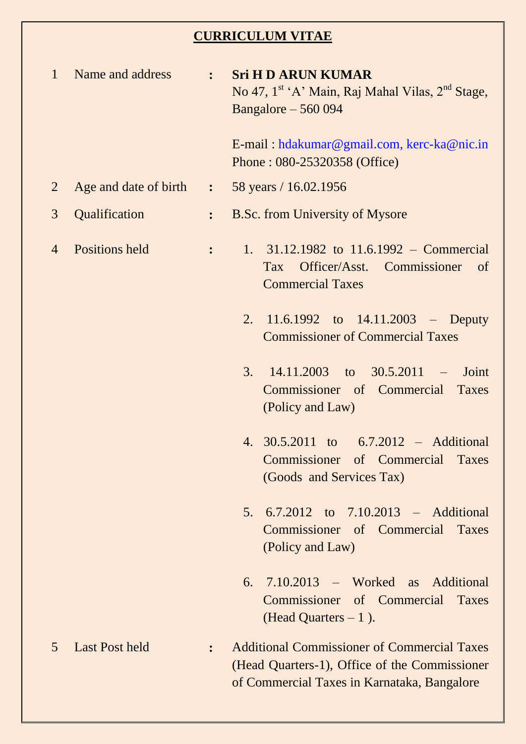# CURRICULUM VITAE

| | | | |
|---|---|---|---|
| 1 | Name and address | : | **Sri H D ARUN KUMAR**<br>No 47, 1st ‘A’ Main, Raj Mahal Vilas, 2nd Stage, Bangalore – 560 094<br><br>E-mail : hdakumar@gmail.com, kerc-ka@nic.in<br>Phone : 080-25320358 (Office) |
| 2 | Age and date of birth | : | 58 years / 16.02.1956 |
| 3 | Qualification | : | B.Sc. from University of Mysore |
| 4 | Positions held | : | 1. 31.12.1982 to 11.6.1992 – Commercial Tax Officer/Asst. Commissioner of Commercial Taxes<br><br>2. 11.6.1992 to 14.11.2003 – Deputy Commissioner of Commercial Taxes<br><br>3. 14.11.2003 to 30.5.2011 – Joint Commissioner of Commercial Taxes (Policy and Law)<br><br>4. 30.5.2011 to 6.7.2012 – Additional Commissioner of Commercial Taxes (Goods and Services Tax)<br><br>5. 6.7.2012 to 7.10.2013 – Additional Commissioner of Commercial Taxes (Policy and Law)<br><br>6. 7.10.2013 – Worked as Additional Commissioner of Commercial Taxes (Head Quarters – 1 ). |
| 5 | Last Post held | : | Additional Commissioner of Commercial Taxes (Head Quarters-1), Office of the Commissioner of Commercial Taxes in Karnataka, Bangalore |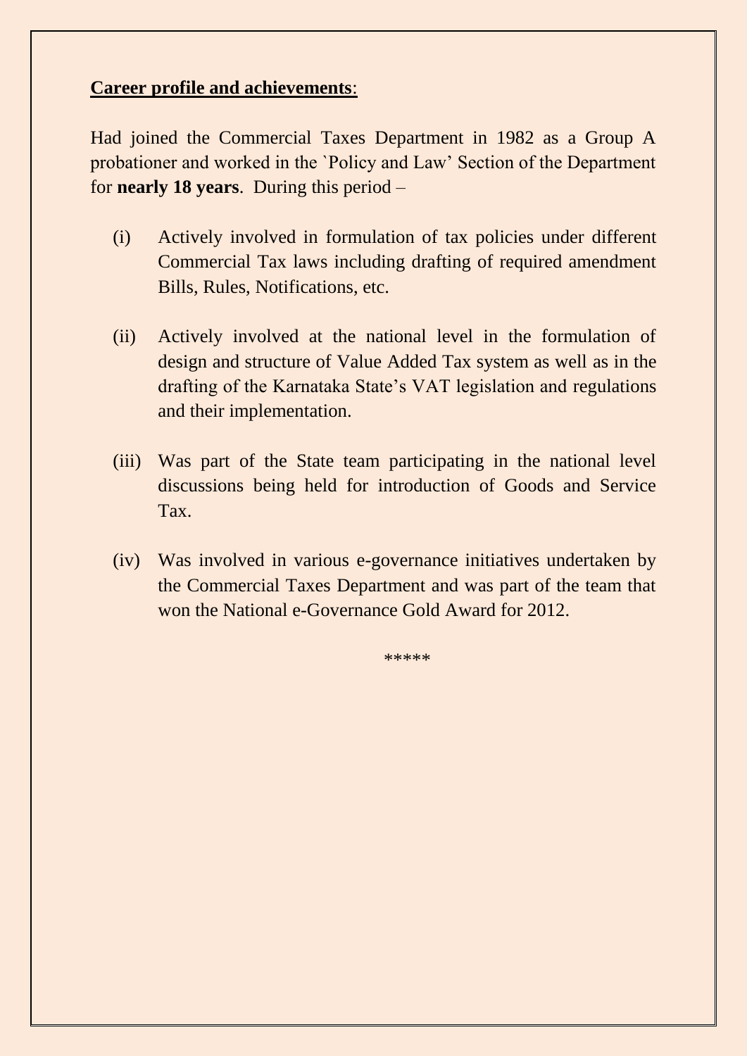**<u>Career profile and achievements</u>**:

Had joined the Commercial Taxes Department in 1982 as a Group A probationer and worked in the `Policy and Law' Section of the Department for **nearly 18 years**. During this period –

(i) Actively involved in formulation of tax policies under different Commercial Tax laws including drafting of required amendment Bills, Rules, Notifications, etc.

(ii) Actively involved at the national level in the formulation of design and structure of Value Added Tax system as well as in the drafting of the Karnataka State's VAT legislation and regulations and their implementation.

(iii) Was part of the State team participating in the national level discussions being held for introduction of Goods and Service Tax.

(iv) Was involved in various e-governance initiatives undertaken by the Commercial Taxes Department and was part of the team that won the National e-Governance Gold Award for 2012.

*****